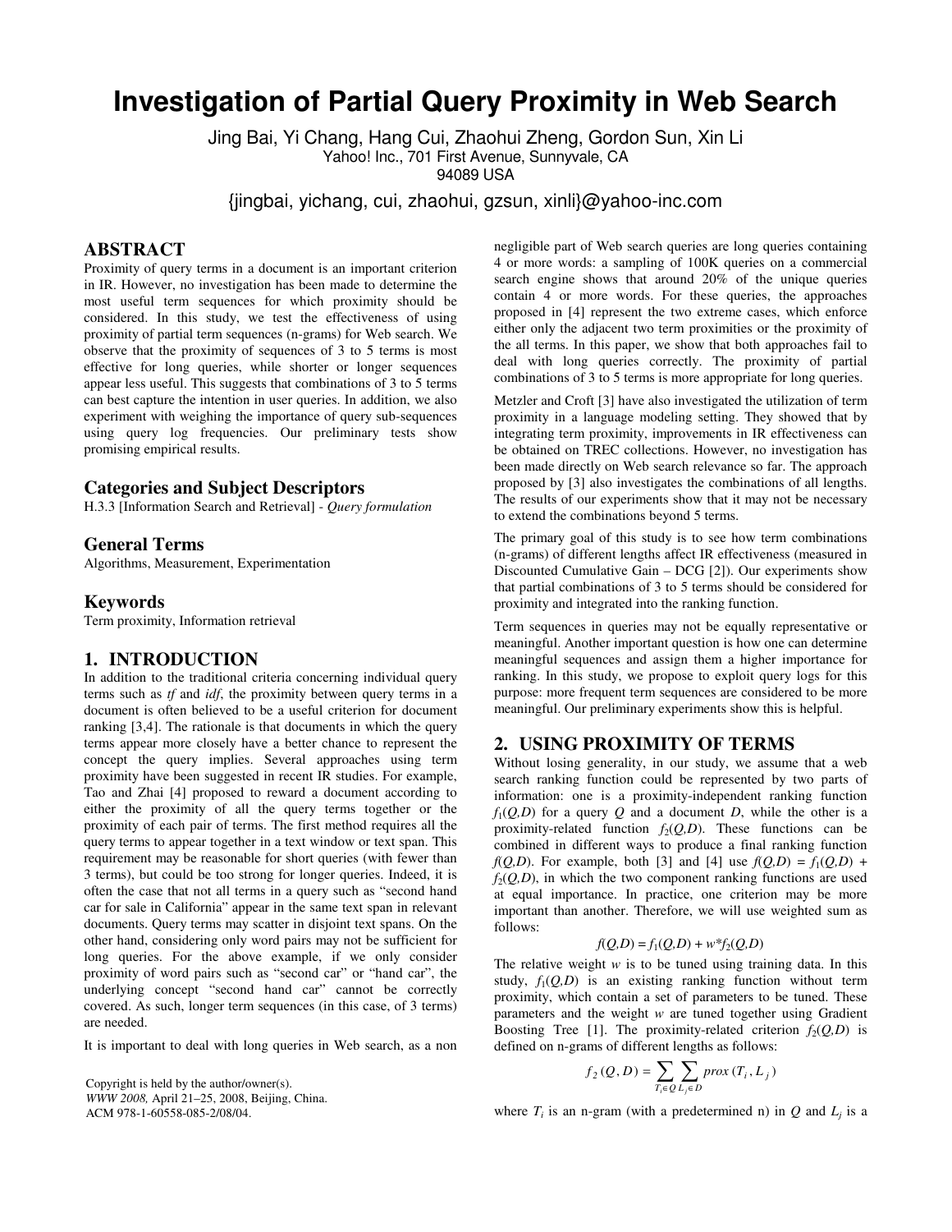# Investigation of Partial Query Proximity in Web Search

Jing Bai, Yi Chang, Hang Cui, Zhaohui Zheng, Gordon Sun, Xin Li
Yahoo! Inc., 701 First Avenue, Sunnyvale, CA
94089 USA

{jingbai, yichang, cui, zhaohui, gzsun, xinli}@yahoo-inc.com

## ABSTRACT

Proximity of query terms in a document is an important criterion in IR. However, no investigation has been made to determine the most useful term sequences for which proximity should be considered. In this study, we test the effectiveness of using proximity of partial term sequences (n-grams) for Web search. We observe that the proximity of sequences of 3 to 5 terms is most effective for long queries, while shorter or longer sequences appear less useful. This suggests that combinations of 3 to 5 terms can best capture the intention in user queries. In addition, we also experiment with weighing the importance of query sub-sequences using query log frequencies. Our preliminary tests show promising empirical results.

### Categories and Subject Descriptors

H.3.3 [Information Search and Retrieval] - *Query formulation*

### General Terms

Algorithms, Measurement, Experimentation

### Keywords

Term proximity, Information retrieval

## 1. INTRODUCTION

In addition to the traditional criteria concerning individual query terms such as *tf* and *idf*, the proximity between query terms in a document is often believed to be a useful criterion for document ranking [3,4]. The rationale is that documents in which the query terms appear more closely have a better chance to represent the concept the query implies. Several approaches using term proximity have been suggested in recent IR studies. For example, Tao and Zhai [4] proposed to reward a document according to either the proximity of all the query terms together or the proximity of each pair of terms. The first method requires all the query terms to appear together in a text window or text span. This requirement may be reasonable for short queries (with fewer than 3 terms), but could be too strong for longer queries. Indeed, it is often the case that not all terms in a query such as "second hand car for sale in California" appear in the same text span in relevant documents. Query terms may scatter in disjoint text spans. On the other hand, considering only word pairs may not be sufficient for long queries. For the above example, if we only consider proximity of word pairs such as "second car" or "hand car", the underlying concept "second hand car" cannot be correctly covered. As such, longer term sequences (in this case, of 3 terms) are needed.

It is important to deal with long queries in Web search, as a non negligible part of Web search queries are long queries containing 4 or more words: a sampling of 100K queries on a commercial search engine shows that around 20% of the unique queries contain 4 or more words. For these queries, the approaches proposed in [4] represent the two extreme cases, which enforce either only the adjacent two term proximities or the proximity of the all terms. In this paper, we show that both approaches fail to deal with long queries correctly. The proximity of partial combinations of 3 to 5 terms is more appropriate for long queries.

Metzler and Croft [3] have also investigated the utilization of term proximity in a language modeling setting. They showed that by integrating term proximity, improvements in IR effectiveness can be obtained on TREC collections. However, no investigation has been made directly on Web search relevance so far. The approach proposed by [3] also investigates the combinations of all lengths. The results of our experiments show that it may not be necessary to extend the combinations beyond 5 terms.

The primary goal of this study is to see how term combinations (n-grams) of different lengths affect IR effectiveness (measured in Discounted Cumulative Gain – DCG [2]). Our experiments show that partial combinations of 3 to 5 terms should be considered for proximity and integrated into the ranking function.

Term sequences in queries may not be equally representative or meaningful. Another important question is how one can determine meaningful sequences and assign them a higher importance for ranking. In this study, we propose to exploit query logs for this purpose: more frequent term sequences are considered to be more meaningful. Our preliminary experiments show this is helpful.

## 2. USING PROXIMITY OF TERMS

Without losing generality, in our study, we assume that a web search ranking function could be represented by two parts of information: one is a proximity-independent ranking function $f_1(Q,D)$ for a query $Q$ and a document $D$, while the other is a proximity-related function $f_2(Q,D)$. These functions can be combined in different ways to produce a final ranking function $f(Q,D)$. For example, both [3] and [4] use $f(Q,D) = f_1(Q,D) + f_2(Q,D)$, in which the two component ranking functions are used at equal importance. In practice, one criterion may be more important than another. Therefore, we will use weighted sum as follows:

$$f(Q,D) = f_1(Q,D) + w*f_2(Q,D)$$

The relative weight $w$ is to be tuned using training data. In this study, $f_1(Q,D)$ is an existing ranking function without term proximity, which contain a set of parameters to be tuned. These parameters and the weight $w$ are tuned together using Gradient Boosting Tree [1]. The proximity-related criterion $f_2(Q,D)$ is defined on n-grams of different lengths as follows:

$$f_2(Q,D) = \sum_{T_i \in Q} \sum_{L_j \in D} prox(T_i, L_j)$$

where $T_i$ is an n-gram (with a predetermined n) in $Q$ and $L_j$ is a

Copyright is held by the author/owner(s).
*WWW 2008,* April 21–25, 2008, Beijing, China.
ACM 978-1-60558-085-2/08/04.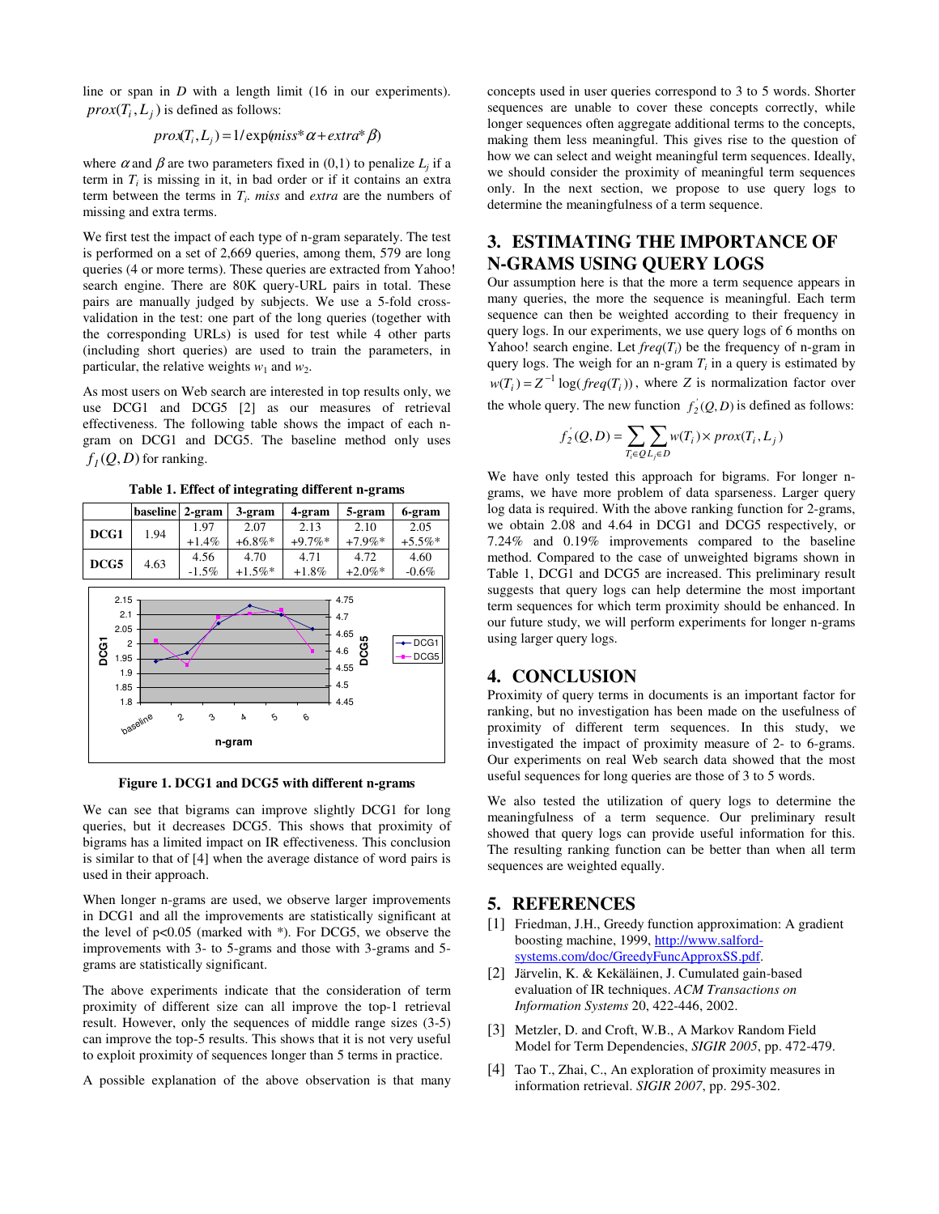line or span in $D$ with a length limit (16 in our experiments). $prox(T_i, L_j)$ is defined as follows:

$$prox(T_i, L_j) = 1/\exp(miss*\alpha + extra*\beta)$$

where $\alpha$ and $\beta$ are two parameters fixed in (0,1) to penalize $L_j$ if a term in $T_i$ is missing in it, in bad order or if it contains an extra term between the terms in $T_i$. *miss* and *extra* are the numbers of missing and extra terms.

We first test the impact of each type of n-gram separately. The test is performed on a set of 2,669 queries, among them, 579 are long queries (4 or more terms). These queries are extracted from Yahoo! search engine. There are 80K query-URL pairs in total. These pairs are manually judged by subjects. We use a 5-fold cross-validation in the test: one part of the long queries (together with the corresponding URLs) is used for test while 4 other parts (including short queries) are used to train the parameters, in particular, the relative weights $w_1$ and $w_2$.

As most users on Web search are interested in top results only, we use DCG1 and DCG5 [2] as our measures of retrieval effectiveness. The following table shows the impact of each n-gram on DCG1 and DCG5. The baseline method only uses $f_1(Q,D)$ for ranking.

**Table 1. Effect of integrating different n-grams**

| | baseline | 2-gram | 3-gram | 4-gram | 5-gram | 6-gram |
|---|---|---|---|---|---|---|
| **DCG1** | 1.94 | 1.97<br>+1.4% | 2.07<br>+6.8%* | 2.13<br>+9.7%* | 2.10<br>+7.9%* | 2.05<br>+5.5%* |
| **DCG5** | 4.63 | 4.56<br>-1.5% | 4.70<br>+1.5%* | 4.71<br>+1.8% | 4.72<br>+2.0%* | 4.60<br>-0.6% |

DCG1
2.15
2.1
2.05
2
1.95
1.9
1.85
1.8

DCG5
4.75
4.7
4.65
4.6
4.55
4.5
4.45

baseline 2 3 4 5 6

n-gram

DCG1
DCG5

**Figure 1. DCG1 and DCG5 with different n-grams**

We can see that bigrams can improve slightly DCG1 for long queries, but it decreases DCG5. This shows that proximity of bigrams has a limited impact on IR effectiveness. This conclusion is similar to that of [4] when the average distance of word pairs is used in their approach.

When longer n-grams are used, we observe larger improvements in DCG1 and all the improvements are statistically significant at the level of $p<0.05$ (marked with *). For DCG5, we observe the improvements with 3- to 5-grams and those with 3-grams and 5-grams are statistically significant.

The above experiments indicate that the consideration of term proximity of different size can all improve the top-1 retrieval result. However, only the sequences of middle range sizes (3-5) can improve the top-5 results. This shows that it is not very useful to exploit proximity of sequences longer than 5 terms in practice.

A possible explanation of the above observation is that many concepts used in user queries correspond to 3 to 5 words. Shorter sequences are unable to cover these concepts correctly, while longer sequences often aggregate additional terms to the concepts, making them less meaningful. This gives rise to the question of how we can select and weight meaningful term sequences. Ideally, we should consider the proximity of meaningful term sequences only. In the next section, we propose to use query logs to determine the meaningfulness of a term sequence.

## 3. ESTIMATING THE IMPORTANCE OF N-GRAMS USING QUERY LOGS

Our assumption here is that the more a term sequence appears in many queries, the more the sequence is meaningful. Each term sequence can then be weighted according to their frequency in query logs. In our experiments, we use query logs of 6 months on Yahoo! search engine. Let $freq(T_i)$ be the frequency of n-gram in query logs. The weigh for an n-gram $T_i$ in a query is estimated by $w(T_i) = Z^{-1}\log(freq(T_i))$, where $Z$ is normalization factor over the whole query. The new function $f_2^{'}(Q,D)$ is defined as follows:

$$f_2^{'}(Q,D) = \sum_{T_i \in Q}\sum_{L_j \in D} w(T_i) \times prox(T_i, L_j)$$

We have only tested this approach for bigrams. For longer n-grams, we have more problem of data sparseness. Larger query log data is required. With the above ranking function for 2-grams, we obtain 2.08 and 4.64 in DCG1 and DCG5 respectively, or 7.24% and 0.19% improvements compared to the baseline method. Compared to the case of unweighted bigrams shown in Table 1, DCG1 and DCG5 are increased. This preliminary result suggests that query logs can help determine the most important term sequences for which term proximity should be enhanced. In our future study, we will perform experiments for longer n-grams using larger query logs.

## 4. CONCLUSION

Proximity of query terms in documents is an important factor for ranking, but no investigation has been made on the usefulness of proximity of different term sequences. In this study, we investigated the impact of proximity measure of 2- to 6-grams. Our experiments on real Web search data showed that the most useful sequences for long queries are those of 3 to 5 words.

We also tested the utilization of query logs to determine the meaningfulness of a term sequence. Our preliminary result showed that query logs can provide useful information for this. The resulting ranking function can be better than when all term sequences are weighted equally.

## 5. REFERENCES

[1] Friedman, J.H., Greedy function approximation: A gradient boosting machine, 1999, http://www.salford-systems.com/doc/GreedyFuncApproxSS.pdf.

[2] Järvelin, K. & Kekäläinen, J. Cumulated gain-based evaluation of IR techniques. *ACM Transactions on Information Systems* 20, 422-446, 2002.

[3] Metzler, D. and Croft, W.B., A Markov Random Field Model for Term Dependencies, *SIGIR 2005*, pp. 472-479.

[4] Tao T., Zhai, C., An exploration of proximity measures in information retrieval. *SIGIR 2007*, pp. 295-302.